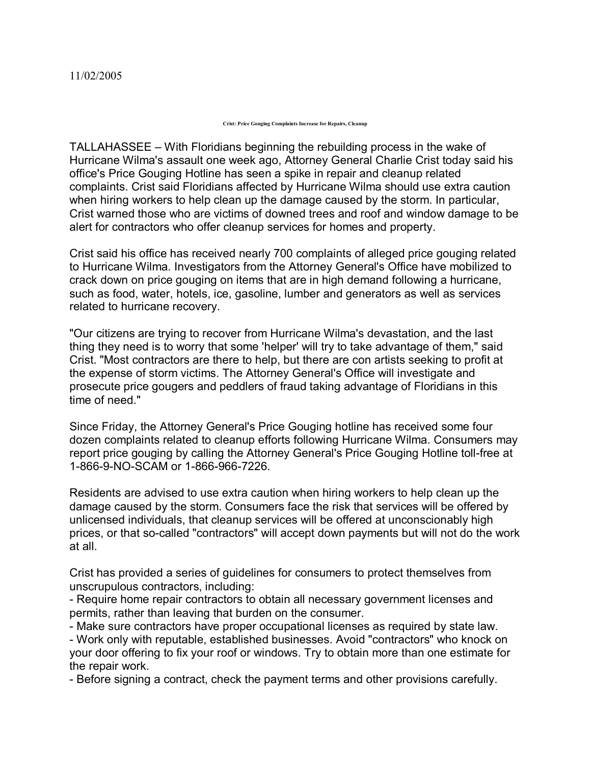11/02/2005

# Crist: Price Gouging Complaints Increase for Repairs, Cleanup

TALLAHASSEE – With Floridians beginning the rebuilding process in the wake of Hurricane Wilma's assault one week ago, Attorney General Charlie Crist today said his office's Price Gouging Hotline has seen a spike in repair and cleanup related complaints. Crist said Floridians affected by Hurricane Wilma should use extra caution when hiring workers to help clean up the damage caused by the storm. In particular, Crist warned those who are victims of downed trees and roof and window damage to be alert for contractors who offer cleanup services for homes and property.

Crist said his office has received nearly 700 complaints of alleged price gouging related to Hurricane Wilma. Investigators from the Attorney General's Office have mobilized to crack down on price gouging on items that are in high demand following a hurricane, such as food, water, hotels, ice, gasoline, lumber and generators as well as services related to hurricane recovery.

"Our citizens are trying to recover from Hurricane Wilma's devastation, and the last thing they need is to worry that some 'helper' will try to take advantage of them," said Crist. "Most contractors are there to help, but there are con artists seeking to profit at the expense of storm victims. The Attorney General's Office will investigate and prosecute price gougers and peddlers of fraud taking advantage of Floridians in this time of need."

Since Friday, the Attorney General's Price Gouging hotline has received some four dozen complaints related to cleanup efforts following Hurricane Wilma. Consumers may report price gouging by calling the Attorney General's Price Gouging Hotline toll-free at 1-866-9-NO-SCAM or 1-866-966-7226.

Residents are advised to use extra caution when hiring workers to help clean up the damage caused by the storm. Consumers face the risk that services will be offered by unlicensed individuals, that cleanup services will be offered at unconscionably high prices, or that so-called "contractors" will accept down payments but will not do the work at all.

Crist has provided a series of guidelines for consumers to protect themselves from unscrupulous contractors, including:

- Require home repair contractors to obtain all necessary government licenses and permits, rather than leaving that burden on the consumer.
- Make sure contractors have proper occupational licenses as required by state law.
- Work only with reputable, established businesses. Avoid "contractors" who knock on your door offering to fix your roof or windows. Try to obtain more than one estimate for the repair work.
- Before signing a contract, check the payment terms and other provisions carefully.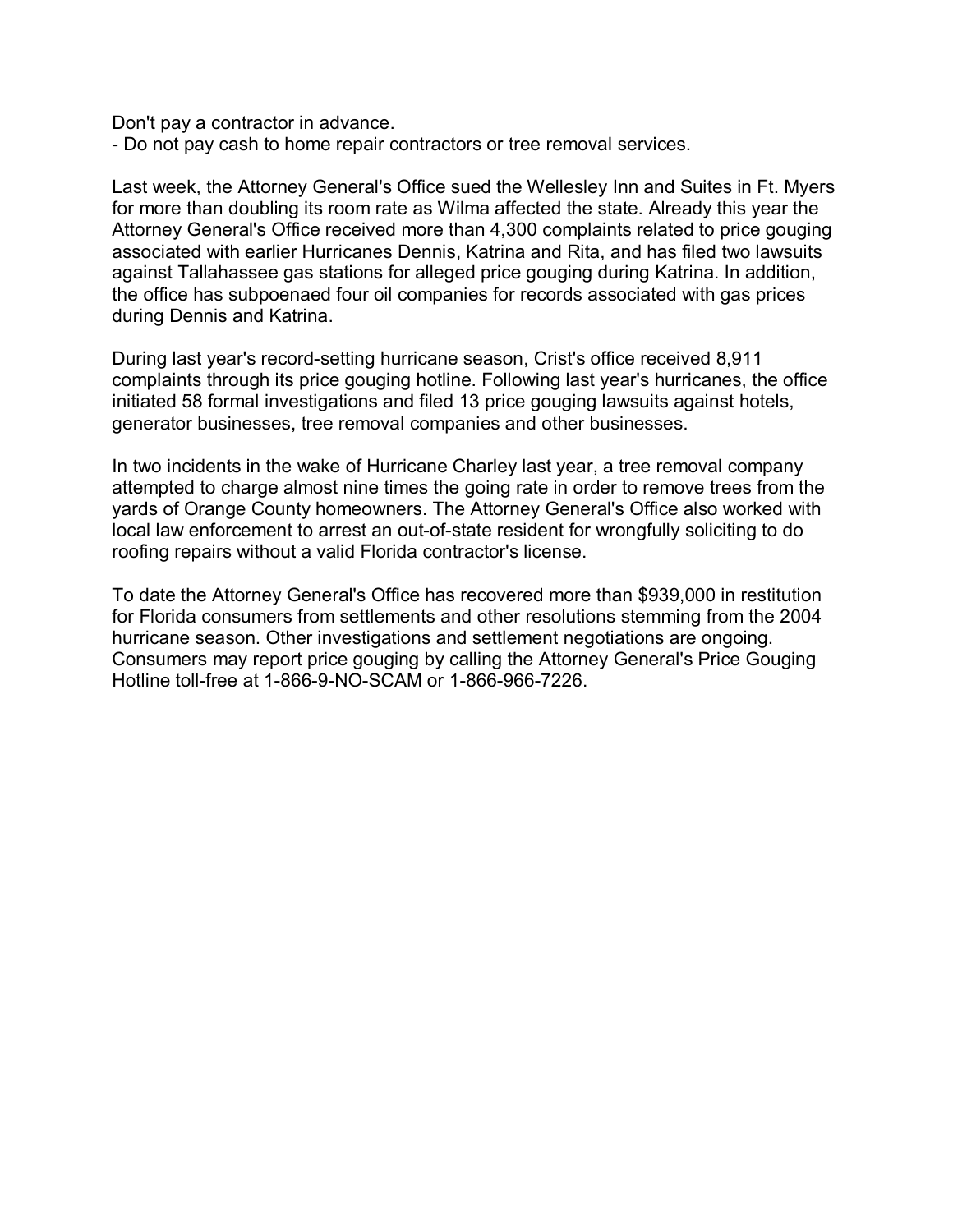Don't pay a contractor in advance.
- Do not pay cash to home repair contractors or tree removal services.

Last week, the Attorney General's Office sued the Wellesley Inn and Suites in Ft. Myers for more than doubling its room rate as Wilma affected the state. Already this year the Attorney General's Office received more than 4,300 complaints related to price gouging associated with earlier Hurricanes Dennis, Katrina and Rita, and has filed two lawsuits against Tallahassee gas stations for alleged price gouging during Katrina. In addition, the office has subpoenaed four oil companies for records associated with gas prices during Dennis and Katrina.

During last year's record-setting hurricane season, Crist's office received 8,911 complaints through its price gouging hotline. Following last year's hurricanes, the office initiated 58 formal investigations and filed 13 price gouging lawsuits against hotels, generator businesses, tree removal companies and other businesses.

In two incidents in the wake of Hurricane Charley last year, a tree removal company attempted to charge almost nine times the going rate in order to remove trees from the yards of Orange County homeowners. The Attorney General's Office also worked with local law enforcement to arrest an out-of-state resident for wrongfully soliciting to do roofing repairs without a valid Florida contractor's license.

To date the Attorney General's Office has recovered more than $939,000 in restitution for Florida consumers from settlements and other resolutions stemming from the 2004 hurricane season. Other investigations and settlement negotiations are ongoing. Consumers may report price gouging by calling the Attorney General's Price Gouging Hotline toll-free at 1-866-9-NO-SCAM or 1-866-966-7226.